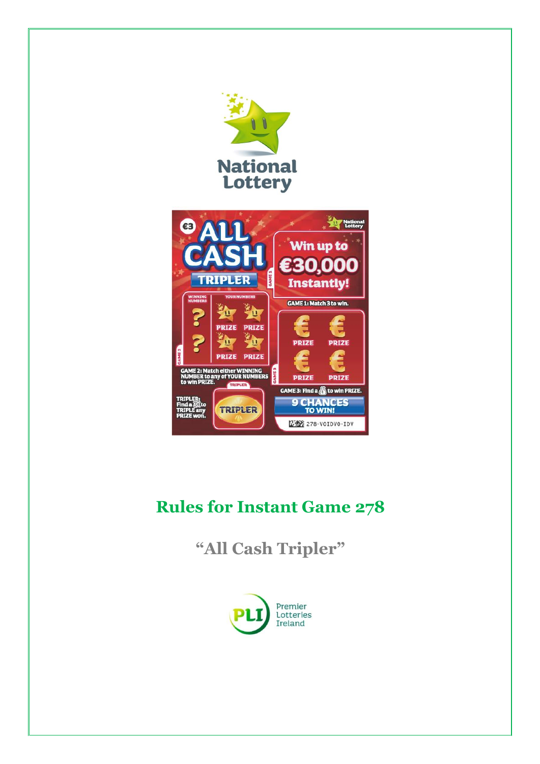# Rules for Instant Game 278

## "All Cash Tripler"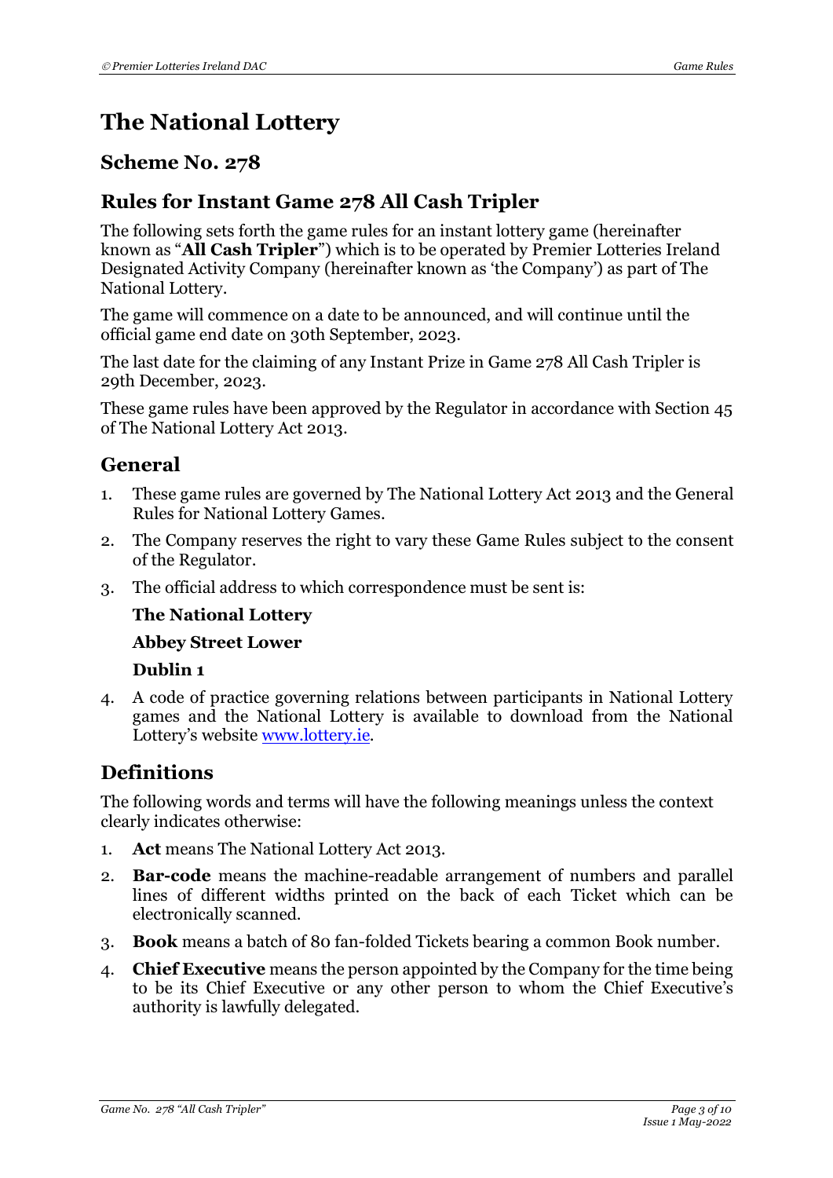# The National Lottery

## Scheme No. 278

## Rules for Instant Game 278 All Cash Tripler

The following sets forth the game rules for an instant lottery game (hereinafter known as "**All Cash Tripler**") which is to be operated by Premier Lotteries Ireland Designated Activity Company (hereinafter known as 'the Company') as part of The National Lottery.

The game will commence on a date to be announced, and will continue until the official game end date on 30th September, 2023.

The last date for the claiming of any Instant Prize in Game 278 All Cash Tripler is 29th December, 2023.

These game rules have been approved by the Regulator in accordance with Section 45 of The National Lottery Act 2013.

## General

1. These game rules are governed by The National Lottery Act 2013 and the General Rules for National Lottery Games.
2. The Company reserves the right to vary these Game Rules subject to the consent of the Regulator.
3. The official address to which correspondence must be sent is:

   **The National Lottery**

   **Abbey Street Lower**

   **Dublin 1**

4. A code of practice governing relations between participants in National Lottery games and the National Lottery is available to download from the National Lottery's website www.lottery.ie.

## Definitions

The following words and terms will have the following meanings unless the context clearly indicates otherwise:

1. **Act** means The National Lottery Act 2013.
2. **Bar-code** means the machine-readable arrangement of numbers and parallel lines of different widths printed on the back of each Ticket which can be electronically scanned.
3. **Book** means a batch of 80 fan-folded Tickets bearing a common Book number.
4. **Chief Executive** means the person appointed by the Company for the time being to be its Chief Executive or any other person to whom the Chief Executive's authority is lawfully delegated.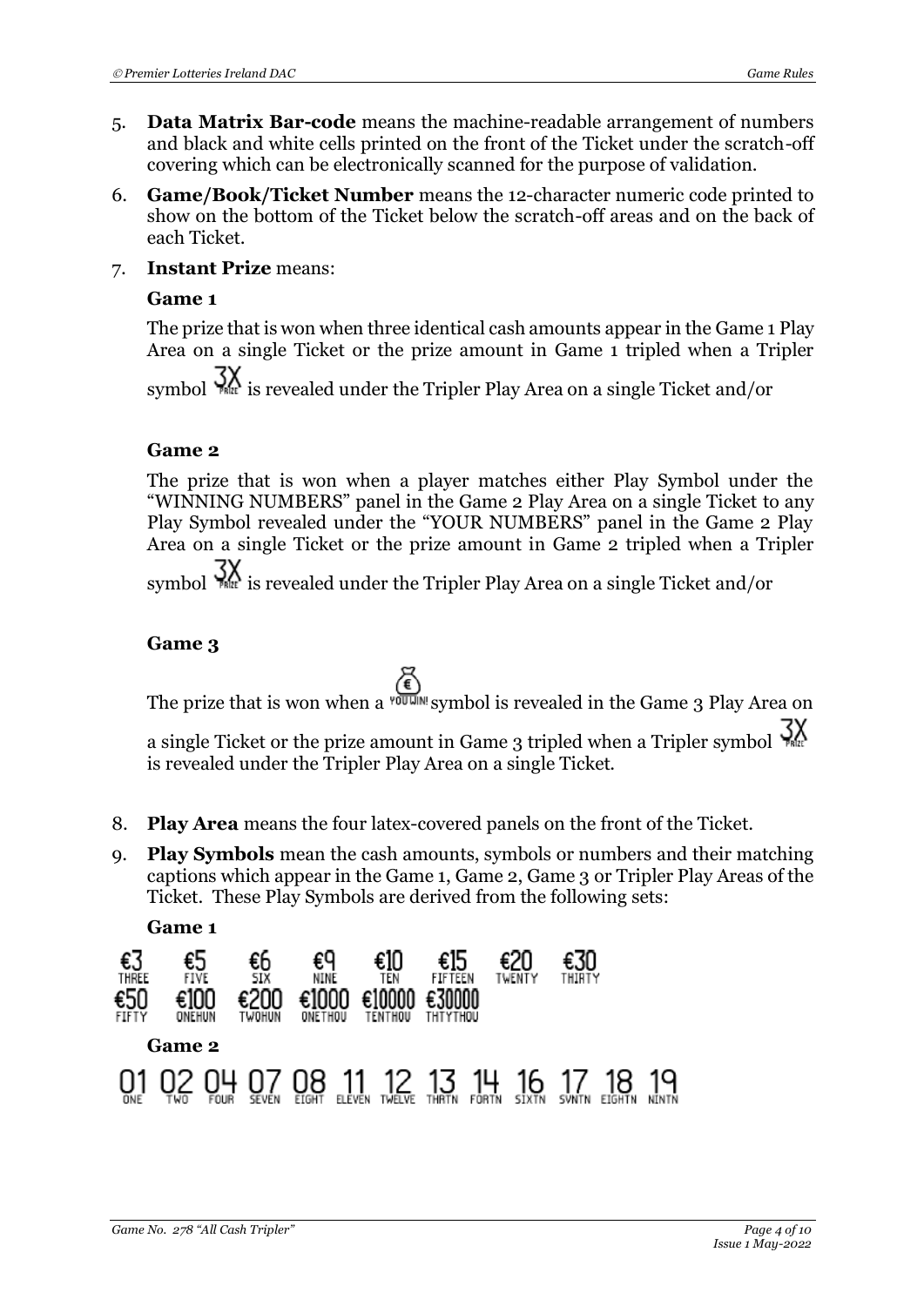5. **Data Matrix Bar-code** means the machine-readable arrangement of numbers and black and white cells printed on the front of the Ticket under the scratch-off covering which can be electronically scanned for the purpose of validation.

6. **Game/Book/Ticket Number** means the 12-character numeric code printed to show on the bottom of the Ticket below the scratch-off areas and on the back of each Ticket.

7. **Instant Prize** means:

   **Game 1**

   The prize that is won when three identical cash amounts appear in the Game 1 Play Area on a single Ticket or the prize amount in Game 1 tripled when a Tripler symbol 3X PRIZE is revealed under the Tripler Play Area on a single Ticket and/or

   **Game 2**

   The prize that is won when a player matches either Play Symbol under the "WINNING NUMBERS" panel in the Game 2 Play Area on a single Ticket to any Play Symbol revealed under the "YOUR NUMBERS" panel in the Game 2 Play Area on a single Ticket or the prize amount in Game 2 tripled when a Tripler symbol 3X PRIZE is revealed under the Tripler Play Area on a single Ticket and/or

   **Game 3**

   The prize that is won when a € YOU WIN! symbol is revealed in the Game 3 Play Area on a single Ticket or the prize amount in Game 3 tripled when a Tripler symbol 3X PRIZE is revealed under the Tripler Play Area on a single Ticket.

8. **Play Area** means the four latex-covered panels on the front of the Ticket.

9. **Play Symbols** mean the cash amounts, symbols or numbers and their matching captions which appear in the Game 1, Game 2, Game 3 or Tripler Play Areas of the Ticket. These Play Symbols are derived from the following sets:

   **Game 1**

   €3 THREE, €5 FIVE, €6 SIX, €9 NINE, €10 TEN, €15 FIFTEEN, €20 TWENTY, €30 THIRTY
   €50 FIFTY, €100 ONEHUN, €200 TWOHUN, €1000 ONETHOU, €10000 TENTHOU, €30000 THTYTHOU

   **Game 2**

   01 ONE, 02 TWO, 04 FOUR, 07 SEVEN, 08 EIGHT, 11 ELEVEN, 12 TWELVE, 13 THRTN, 14 FORTN, 16 SIXTN, 17 SVNTN, 18 EIGHTN, 19 NINTN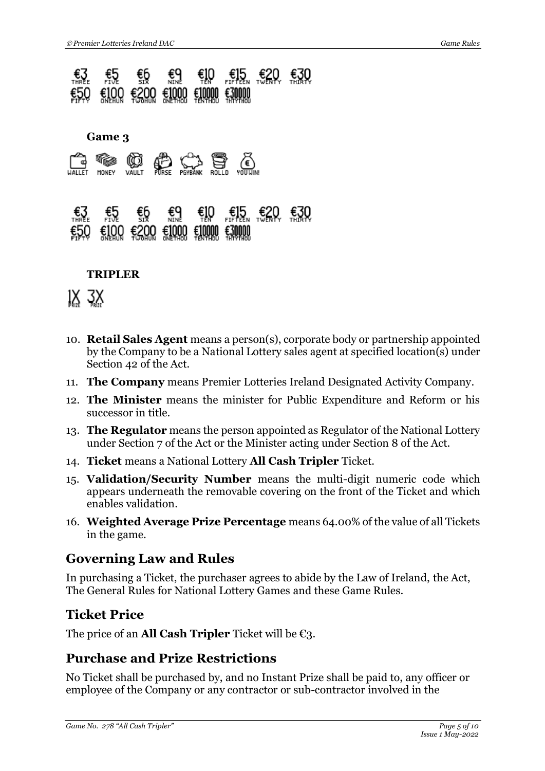€3 THREE €5 FIVE €6 SIX €9 NINE €10 TEN €15 FIFTEEN €20 TWENTY €30 THIRTY
€50 FIFTY €100 ONEHUN €200 TWOHUN €1000 ONETHOU €10000 TENTHOU €30000 THTYTHOU

**Game 3**

WALLET MONEY VAULT PURSE PGYBANK ROLLD YOU WIN!

€3 THREE €5 FIVE €6 SIX €9 NINE €10 TEN €15 FIFTEEN €20 TWENTY €30 THIRTY
€50 FIFTY €100 ONEHUN €200 TWOHUN €1000 ONETHOU €10000 TENTHOU €30000 THTYTHOU

**TRIPLER**

1X PRIZE 3X PRIZE

10. **Retail Sales Agent** means a person(s), corporate body or partnership appointed by the Company to be a National Lottery sales agent at specified location(s) under Section 42 of the Act.
11. **The Company** means Premier Lotteries Ireland Designated Activity Company.
12. **The Minister** means the minister for Public Expenditure and Reform or his successor in title.
13. **The Regulator** means the person appointed as Regulator of the National Lottery under Section 7 of the Act or the Minister acting under Section 8 of the Act.
14. **Ticket** means a National Lottery **All Cash Tripler** Ticket.
15. **Validation/Security Number** means the multi-digit numeric code which appears underneath the removable covering on the front of the Ticket and which enables validation.
16. **Weighted Average Prize Percentage** means 64.00% of the value of all Tickets in the game.

## Governing Law and Rules

In purchasing a Ticket, the purchaser agrees to abide by the Law of Ireland, the Act, The General Rules for National Lottery Games and these Game Rules.

## Ticket Price

The price of an **All Cash Tripler** Ticket will be €3.

## Purchase and Prize Restrictions

No Ticket shall be purchased by, and no Instant Prize shall be paid to, any officer or employee of the Company or any contractor or sub-contractor involved in the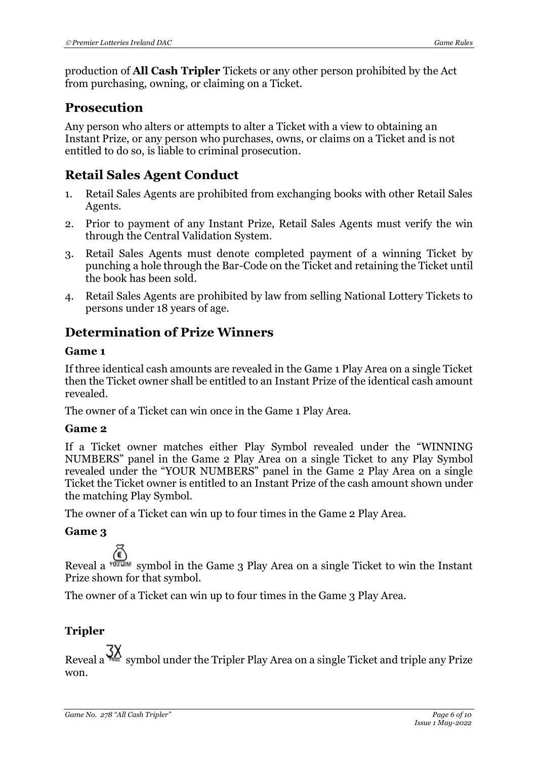production of **All Cash Tripler** Tickets or any other person prohibited by the Act from purchasing, owning, or claiming on a Ticket.

## Prosecution

Any person who alters or attempts to alter a Ticket with a view to obtaining an Instant Prize, or any person who purchases, owns, or claims on a Ticket and is not entitled to do so, is liable to criminal prosecution.

## Retail Sales Agent Conduct

1. Retail Sales Agents are prohibited from exchanging books with other Retail Sales Agents.
2. Prior to payment of any Instant Prize, Retail Sales Agents must verify the win through the Central Validation System.
3. Retail Sales Agents must denote completed payment of a winning Ticket by punching a hole through the Bar-Code on the Ticket and retaining the Ticket until the book has been sold.
4. Retail Sales Agents are prohibited by law from selling National Lottery Tickets to persons under 18 years of age.

## Determination of Prize Winners

### Game 1

If three identical cash amounts are revealed in the Game 1 Play Area on a single Ticket then the Ticket owner shall be entitled to an Instant Prize of the identical cash amount revealed.

The owner of a Ticket can win once in the Game 1 Play Area.

### Game 2

If a Ticket owner matches either Play Symbol revealed under the "WINNING NUMBERS" panel in the Game 2 Play Area on a single Ticket to any Play Symbol revealed under the "YOUR NUMBERS" panel in the Game 2 Play Area on a single Ticket the Ticket owner is entitled to an Instant Prize of the cash amount shown under the matching Play Symbol.

The owner of a Ticket can win up to four times in the Game 2 Play Area.

### Game 3

Reveal a YOU WIN! symbol in the Game 3 Play Area on a single Ticket to win the Instant Prize shown for that symbol.

The owner of a Ticket can win up to four times in the Game 3 Play Area.

### Tripler

Reveal a 3X PRIZE symbol under the Tripler Play Area on a single Ticket and triple any Prize won.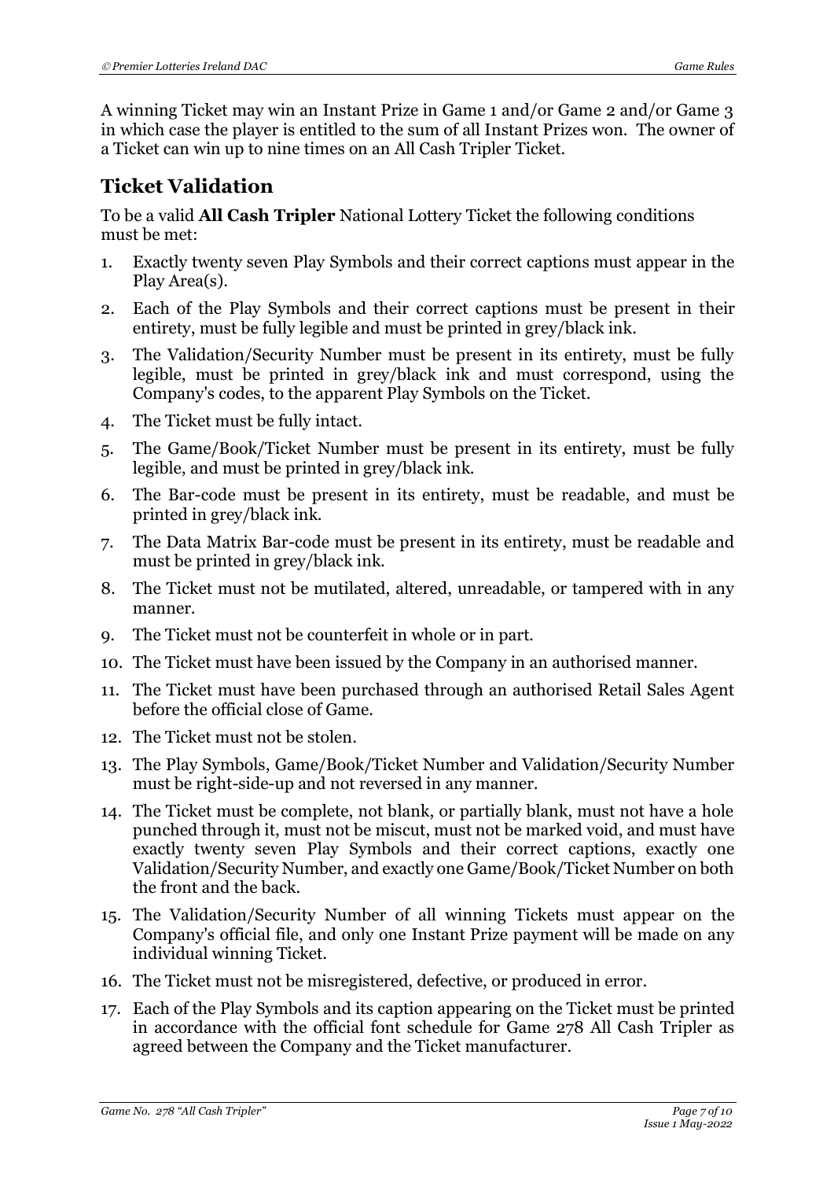A winning Ticket may win an Instant Prize in Game 1 and/or Game 2 and/or Game 3 in which case the player is entitled to the sum of all Instant Prizes won. The owner of a Ticket can win up to nine times on an All Cash Tripler Ticket.

## Ticket Validation

To be a valid **All Cash Tripler** National Lottery Ticket the following conditions must be met:

1. Exactly twenty seven Play Symbols and their correct captions must appear in the Play Area(s).
2. Each of the Play Symbols and their correct captions must be present in their entirety, must be fully legible and must be printed in grey/black ink.
3. The Validation/Security Number must be present in its entirety, must be fully legible, must be printed in grey/black ink and must correspond, using the Company's codes, to the apparent Play Symbols on the Ticket.
4. The Ticket must be fully intact.
5. The Game/Book/Ticket Number must be present in its entirety, must be fully legible, and must be printed in grey/black ink.
6. The Bar-code must be present in its entirety, must be readable, and must be printed in grey/black ink.
7. The Data Matrix Bar-code must be present in its entirety, must be readable and must be printed in grey/black ink.
8. The Ticket must not be mutilated, altered, unreadable, or tampered with in any manner.
9. The Ticket must not be counterfeit in whole or in part.
10. The Ticket must have been issued by the Company in an authorised manner.
11. The Ticket must have been purchased through an authorised Retail Sales Agent before the official close of Game.
12. The Ticket must not be stolen.
13. The Play Symbols, Game/Book/Ticket Number and Validation/Security Number must be right-side-up and not reversed in any manner.
14. The Ticket must be complete, not blank, or partially blank, must not have a hole punched through it, must not be miscut, must not be marked void, and must have exactly twenty seven Play Symbols and their correct captions, exactly one Validation/Security Number, and exactly one Game/Book/Ticket Number on both the front and the back.
15. The Validation/Security Number of all winning Tickets must appear on the Company's official file, and only one Instant Prize payment will be made on any individual winning Ticket.
16. The Ticket must not be misregistered, defective, or produced in error.
17. Each of the Play Symbols and its caption appearing on the Ticket must be printed in accordance with the official font schedule for Game 278 All Cash Tripler as agreed between the Company and the Ticket manufacturer.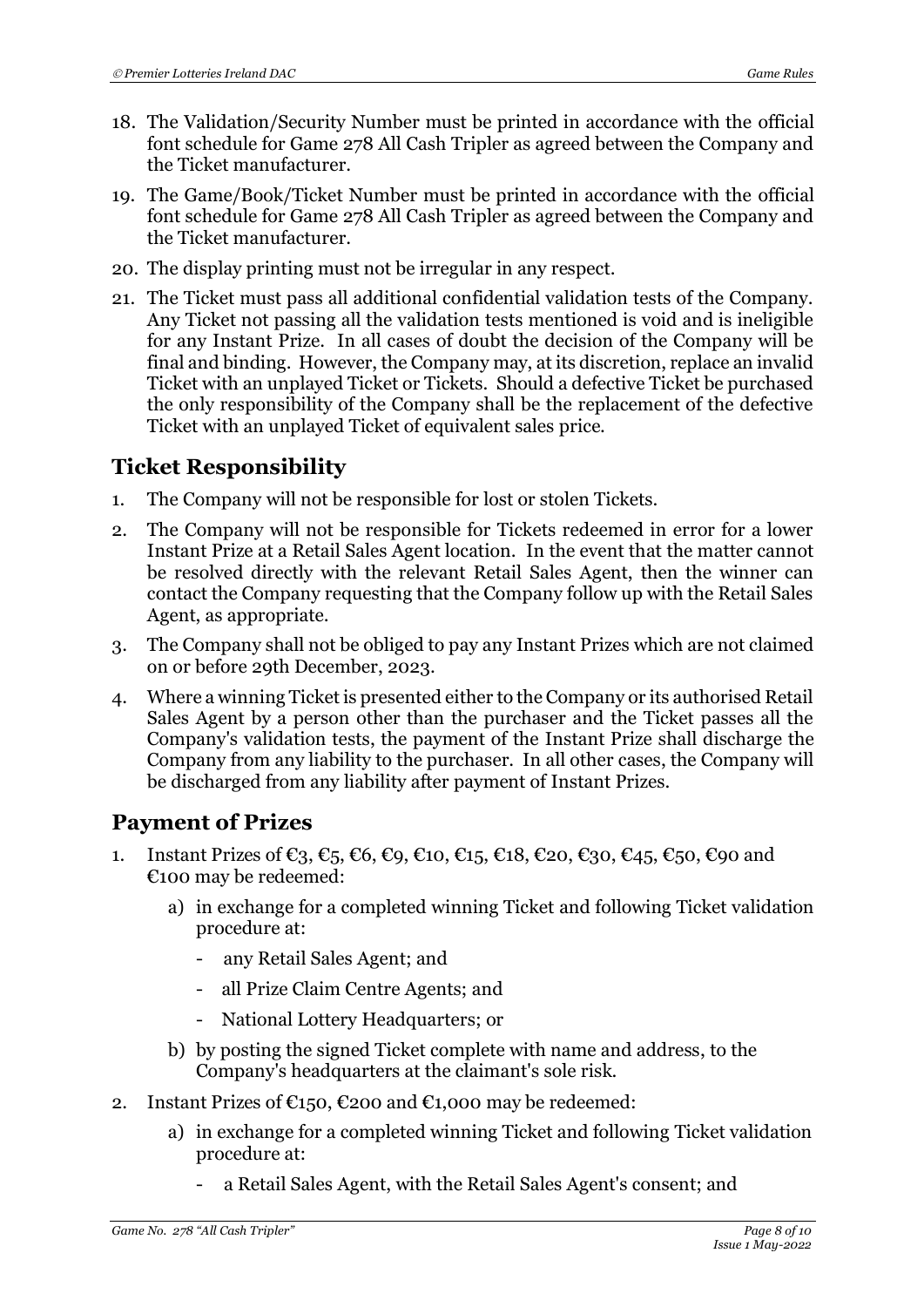18. The Validation/Security Number must be printed in accordance with the official font schedule for Game 278 All Cash Tripler as agreed between the Company and the Ticket manufacturer.
19. The Game/Book/Ticket Number must be printed in accordance with the official font schedule for Game 278 All Cash Tripler as agreed between the Company and the Ticket manufacturer.
20. The display printing must not be irregular in any respect.
21. The Ticket must pass all additional confidential validation tests of the Company. Any Ticket not passing all the validation tests mentioned is void and is ineligible for any Instant Prize. In all cases of doubt the decision of the Company will be final and binding. However, the Company may, at its discretion, replace an invalid Ticket with an unplayed Ticket or Tickets. Should a defective Ticket be purchased the only responsibility of the Company shall be the replacement of the defective Ticket with an unplayed Ticket of equivalent sales price.

## Ticket Responsibility

1. The Company will not be responsible for lost or stolen Tickets.
2. The Company will not be responsible for Tickets redeemed in error for a lower Instant Prize at a Retail Sales Agent location. In the event that the matter cannot be resolved directly with the relevant Retail Sales Agent, then the winner can contact the Company requesting that the Company follow up with the Retail Sales Agent, as appropriate.
3. The Company shall not be obliged to pay any Instant Prizes which are not claimed on or before 29th December, 2023.
4. Where a winning Ticket is presented either to the Company or its authorised Retail Sales Agent by a person other than the purchaser and the Ticket passes all the Company's validation tests, the payment of the Instant Prize shall discharge the Company from any liability to the purchaser. In all other cases, the Company will be discharged from any liability after payment of Instant Prizes.

## Payment of Prizes

1. Instant Prizes of €3, €5, €6, €9, €10, €15, €18, €20, €30, €45, €50, €90 and €100 may be redeemed:
   a) in exchange for a completed winning Ticket and following Ticket validation procedure at:
      - any Retail Sales Agent; and
      - all Prize Claim Centre Agents; and
      - National Lottery Headquarters; or
   b) by posting the signed Ticket complete with name and address, to the Company's headquarters at the claimant's sole risk.
2. Instant Prizes of €150, €200 and €1,000 may be redeemed:
   a) in exchange for a completed winning Ticket and following Ticket validation procedure at:
      - a Retail Sales Agent, with the Retail Sales Agent's consent; and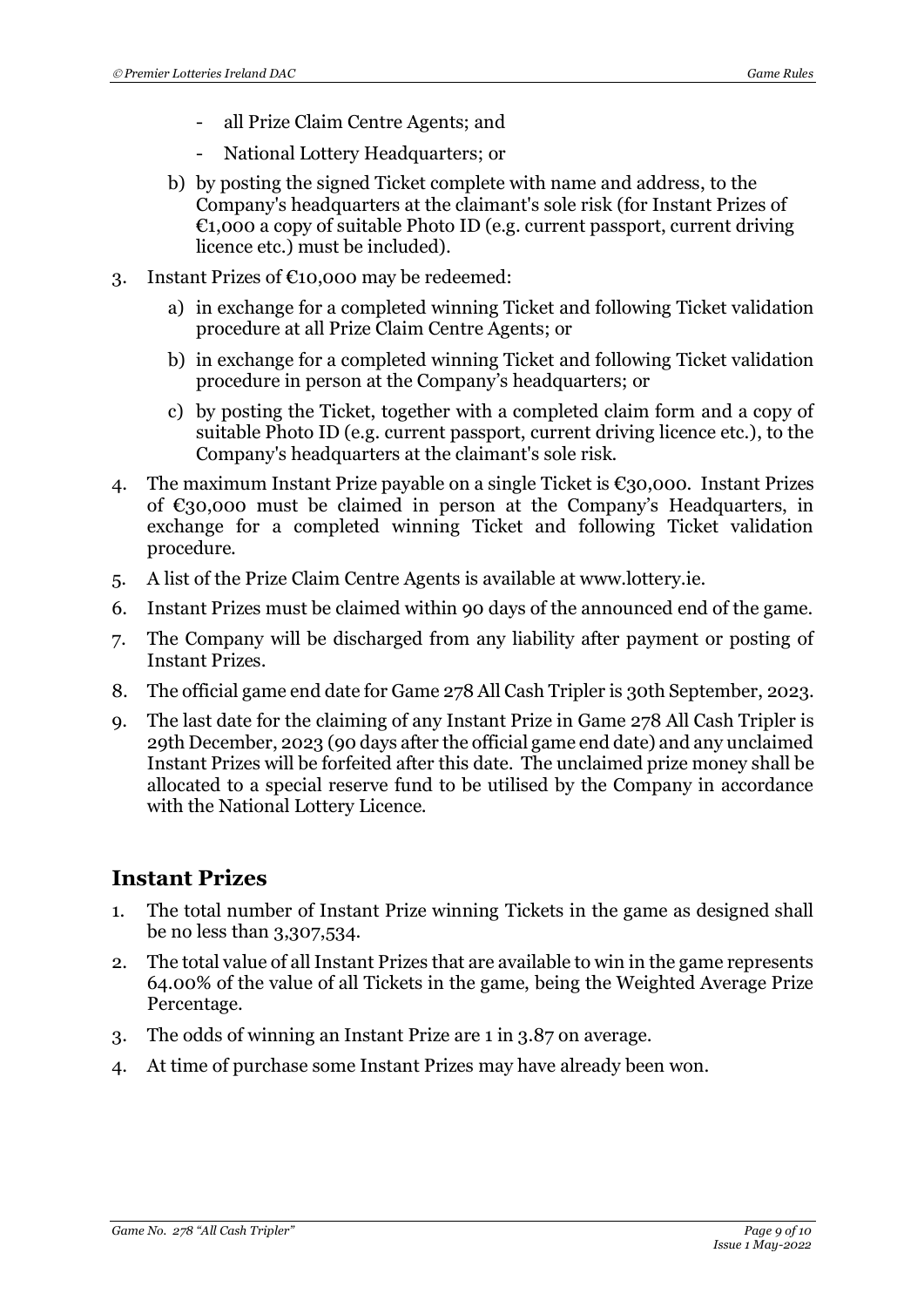- all Prize Claim Centre Agents; and
  - National Lottery Headquarters; or

  b) by posting the signed Ticket complete with name and address, to the Company's headquarters at the claimant's sole risk (for Instant Prizes of €1,000 a copy of suitable Photo ID (e.g. current passport, current driving licence etc.) must be included).

3. Instant Prizes of €10,000 may be redeemed:

   a) in exchange for a completed winning Ticket and following Ticket validation procedure at all Prize Claim Centre Agents; or

   b) in exchange for a completed winning Ticket and following Ticket validation procedure in person at the Company's headquarters; or

   c) by posting the Ticket, together with a completed claim form and a copy of suitable Photo ID (e.g. current passport, current driving licence etc.), to the Company's headquarters at the claimant's sole risk.

4. The maximum Instant Prize payable on a single Ticket is €30,000. Instant Prizes of €30,000 must be claimed in person at the Company's Headquarters, in exchange for a completed winning Ticket and following Ticket validation procedure.
5. A list of the Prize Claim Centre Agents is available at www.lottery.ie.
6. Instant Prizes must be claimed within 90 days of the announced end of the game.
7. The Company will be discharged from any liability after payment or posting of Instant Prizes.
8. The official game end date for Game 278 All Cash Tripler is 30th September, 2023.
9. The last date for the claiming of any Instant Prize in Game 278 All Cash Tripler is 29th December, 2023 (90 days after the official game end date) and any unclaimed Instant Prizes will be forfeited after this date. The unclaimed prize money shall be allocated to a special reserve fund to be utilised by the Company in accordance with the National Lottery Licence.

## Instant Prizes

1. The total number of Instant Prize winning Tickets in the game as designed shall be no less than 3,307,534.
2. The total value of all Instant Prizes that are available to win in the game represents 64.00% of the value of all Tickets in the game, being the Weighted Average Prize Percentage.
3. The odds of winning an Instant Prize are 1 in 3.87 on average.
4. At time of purchase some Instant Prizes may have already been won.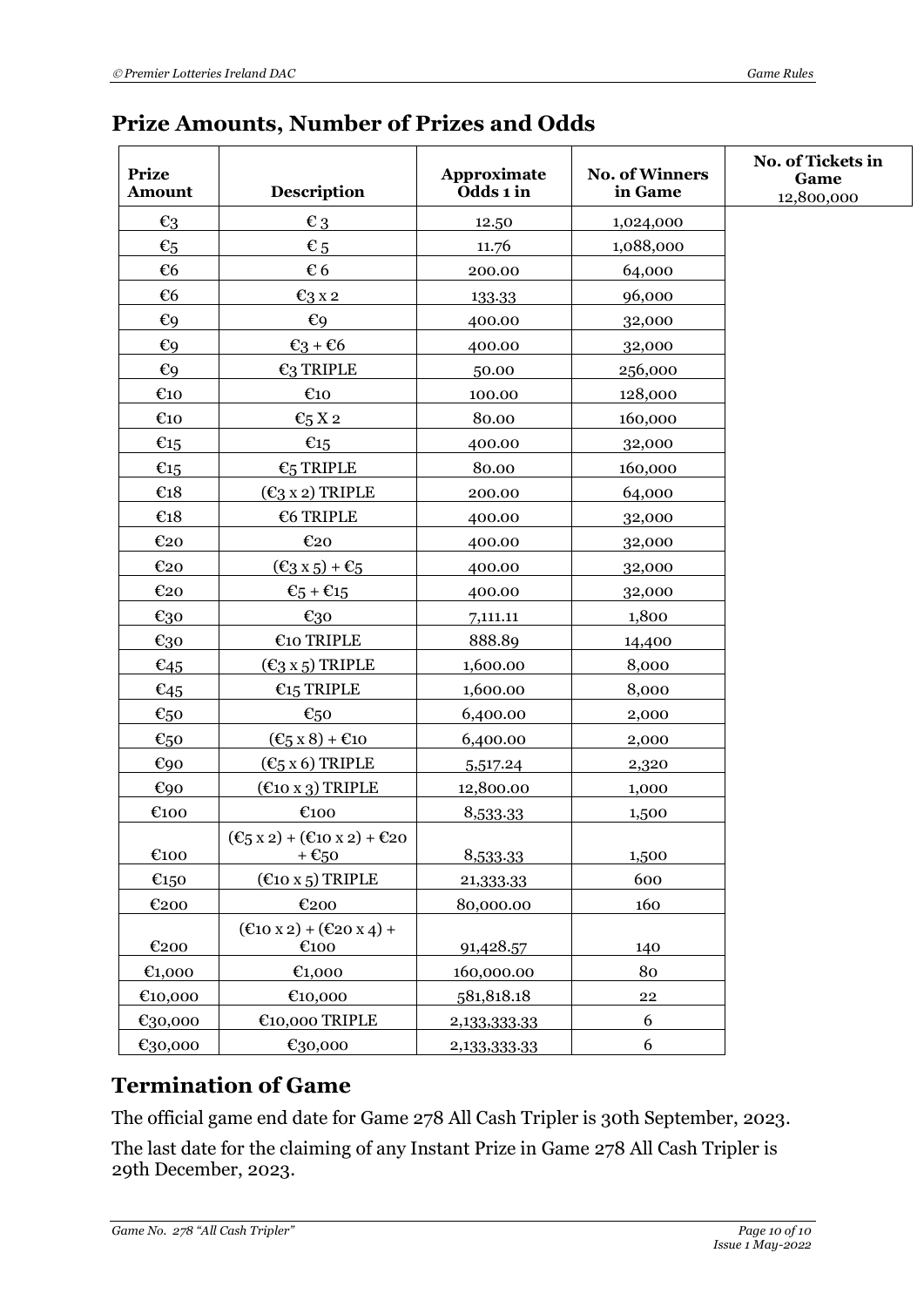## Prize Amounts, Number of Prizes and Odds

| Prize Amount | Description | Approximate Odds 1 in | No. of Winners in Game | No. of Tickets in Game 12,800,000 |
|---|---|---|---|---|
| €3 | € 3 | 12.50 | 1,024,000 | |
| €5 | € 5 | 11.76 | 1,088,000 | |
| €6 | € 6 | 200.00 | 64,000 | |
| €6 | €3 x 2 | 133.33 | 96,000 | |
| €9 | €9 | 400.00 | 32,000 | |
| €9 | €3 + €6 | 400.00 | 32,000 | |
| €9 | €3 TRIPLE | 50.00 | 256,000 | |
| €10 | €10 | 100.00 | 128,000 | |
| €10 | €5 X 2 | 80.00 | 160,000 | |
| €15 | €15 | 400.00 | 32,000 | |
| €15 | €5 TRIPLE | 80.00 | 160,000 | |
| €18 | (€3 x 2) TRIPLE | 200.00 | 64,000 | |
| €18 | €6 TRIPLE | 400.00 | 32,000 | |
| €20 | €20 | 400.00 | 32,000 | |
| €20 | (€3 x 5) + €5 | 400.00 | 32,000 | |
| €20 | €5 + €15 | 400.00 | 32,000 | |
| €30 | €30 | 7,111.11 | 1,800 | |
| €30 | €10 TRIPLE | 888.89 | 14,400 | |
| €45 | (€3 x 5) TRIPLE | 1,600.00 | 8,000 | |
| €45 | €15 TRIPLE | 1,600.00 | 8,000 | |
| €50 | €50 | 6,400.00 | 2,000 | |
| €50 | (€5 x 8) + €10 | 6,400.00 | 2,000 | |
| €90 | (€5 x 6) TRIPLE | 5,517.24 | 2,320 | |
| €90 | (€10 x 3) TRIPLE | 12,800.00 | 1,000 | |
| €100 | €100 | 8,533.33 | 1,500 | |
| €100 | (€5 x 2) + (€10 x 2) + €20 + €50 | 8,533.33 | 1,500 | |
| €150 | (€10 x 5) TRIPLE | 21,333.33 | 600 | |
| €200 | €200 | 80,000.00 | 160 | |
| €200 | (€10 x 2) + (€20 x 4) + €100 | 91,428.57 | 140 | |
| €1,000 | €1,000 | 160,000.00 | 80 | |
| €10,000 | €10,000 | 581,818.18 | 22 | |
| €30,000 | €10,000 TRIPLE | 2,133,333.33 | 6 | |
| €30,000 | €30,000 | 2,133,333.33 | 6 | |

## Termination of Game

The official game end date for Game 278 All Cash Tripler is 30th September, 2023.

The last date for the claiming of any Instant Prize in Game 278 All Cash Tripler is 29th December, 2023.